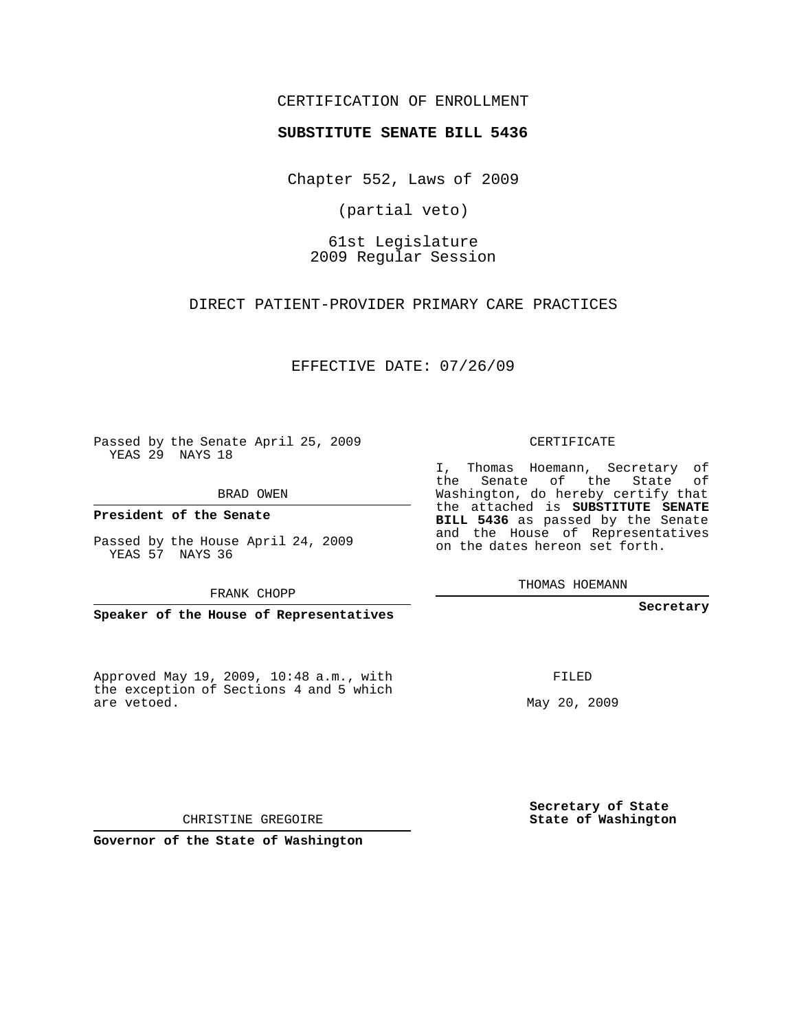CERTIFICATION OF ENROLLMENT

**SUBSTITUTE SENATE BILL 5436**

Chapter 552, Laws of 2009

(partial veto)

61st Legislature
2009 Regular Session

DIRECT PATIENT-PROVIDER PRIMARY CARE PRACTICES

EFFECTIVE DATE: 07/26/09

Passed by the Senate April 25, 2009
YEAS 29 NAYS 18

BRAD OWEN

**President of the Senate**

Passed by the House April 24, 2009
YEAS 57 NAYS 36

FRANK CHOPP

**Speaker of the House of Representatives**

CERTIFICATE

I, Thomas Hoemann, Secretary of the Senate of the State of Washington, do hereby certify that the attached is **SUBSTITUTE SENATE BILL 5436** as passed by the Senate and the House of Representatives on the dates hereon set forth.

THOMAS HOEMANN

**Secretary**

Approved May 19, 2009, 10:48 a.m., with the exception of Sections 4 and 5 which are vetoed.

FILED

May 20, 2009

CHRISTINE GREGOIRE

**Governor of the State of Washington**

**Secretary of State**
**State of Washington**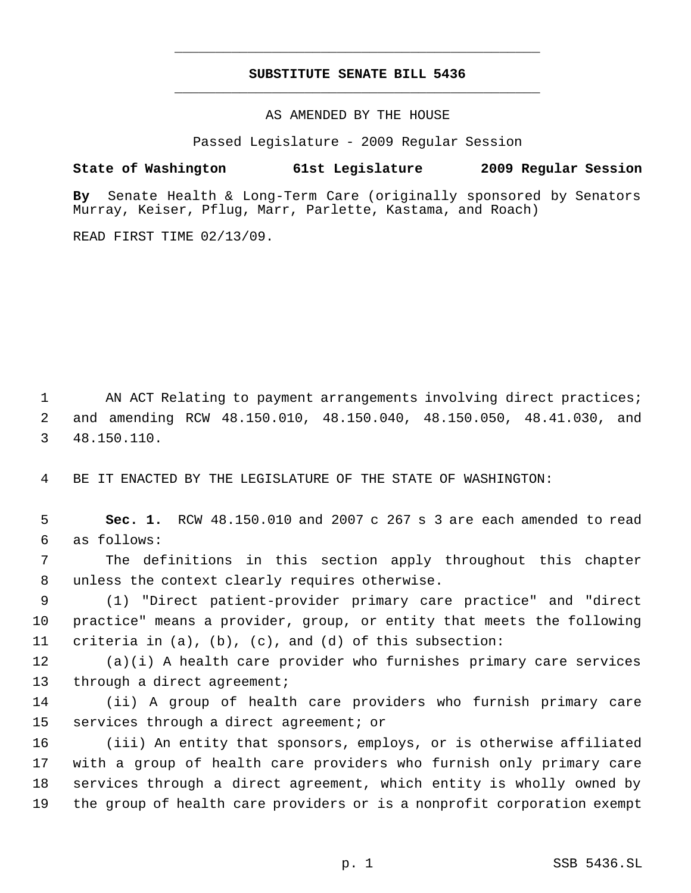# SUBSTITUTE SENATE BILL 5436

AS AMENDED BY THE HOUSE

Passed Legislature - 2009 Regular Session

**State of Washington 61st Legislature 2009 Regular Session**

**By** Senate Health & Long-Term Care (originally sponsored by Senators Murray, Keiser, Pflug, Marr, Parlette, Kastama, and Roach)

READ FIRST TIME 02/13/09.

AN ACT Relating to payment arrangements involving direct practices; and amending RCW 48.150.010, 48.150.040, 48.150.050, 48.41.030, and 48.150.110.

BE IT ENACTED BY THE LEGISLATURE OF THE STATE OF WASHINGTON:

**Sec. 1.** RCW 48.150.010 and 2007 c 267 s 3 are each amended to read as follows:

The definitions in this section apply throughout this chapter unless the context clearly requires otherwise.

(1) "Direct patient-provider primary care practice" and "direct practice" means a provider, group, or entity that meets the following criteria in (a), (b), (c), and (d) of this subsection:

(a)(i) A health care provider who furnishes primary care services through a direct agreement;

(ii) A group of health care providers who furnish primary care services through a direct agreement; or

(iii) An entity that sponsors, employs, or is otherwise affiliated with a group of health care providers who furnish only primary care services through a direct agreement, which entity is wholly owned by the group of health care providers or is a nonprofit corporation exempt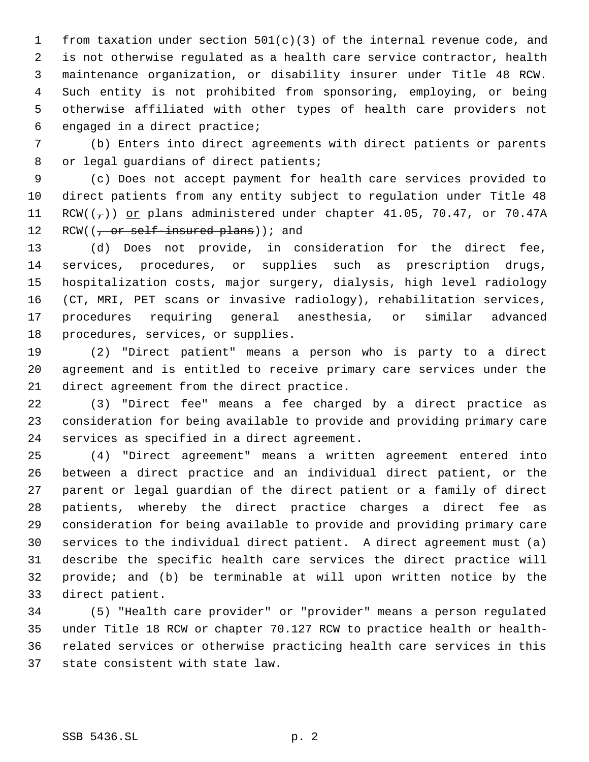from taxation under section 501(c)(3) of the internal revenue code, and is not otherwise regulated as a health care service contractor, health maintenance organization, or disability insurer under Title 48 RCW. Such entity is not prohibited from sponsoring, employing, or being otherwise affiliated with other types of health care providers not engaged in a direct practice;

(b) Enters into direct agreements with direct patients or parents or legal guardians of direct patients;

(c) Does not accept payment for health care services provided to direct patients from any entity subject to regulation under Title 48 RCW((~~,~~)) <u>or</u> plans administered under chapter 41.05, 70.47, or 70.47A RCW((~~, or self-insured plans~~)); and

(d) Does not provide, in consideration for the direct fee, services, procedures, or supplies such as prescription drugs, hospitalization costs, major surgery, dialysis, high level radiology (CT, MRI, PET scans or invasive radiology), rehabilitation services, procedures requiring general anesthesia, or similar advanced procedures, services, or supplies.

(2) "Direct patient" means a person who is party to a direct agreement and is entitled to receive primary care services under the direct agreement from the direct practice.

(3) "Direct fee" means a fee charged by a direct practice as consideration for being available to provide and providing primary care services as specified in a direct agreement.

(4) "Direct agreement" means a written agreement entered into between a direct practice and an individual direct patient, or the parent or legal guardian of the direct patient or a family of direct patients, whereby the direct practice charges a direct fee as consideration for being available to provide and providing primary care services to the individual direct patient. A direct agreement must (a) describe the specific health care services the direct practice will provide; and (b) be terminable at will upon written notice by the direct patient.

(5) "Health care provider" or "provider" means a person regulated under Title 18 RCW or chapter 70.127 RCW to practice health or health-related services or otherwise practicing health care services in this state consistent with state law.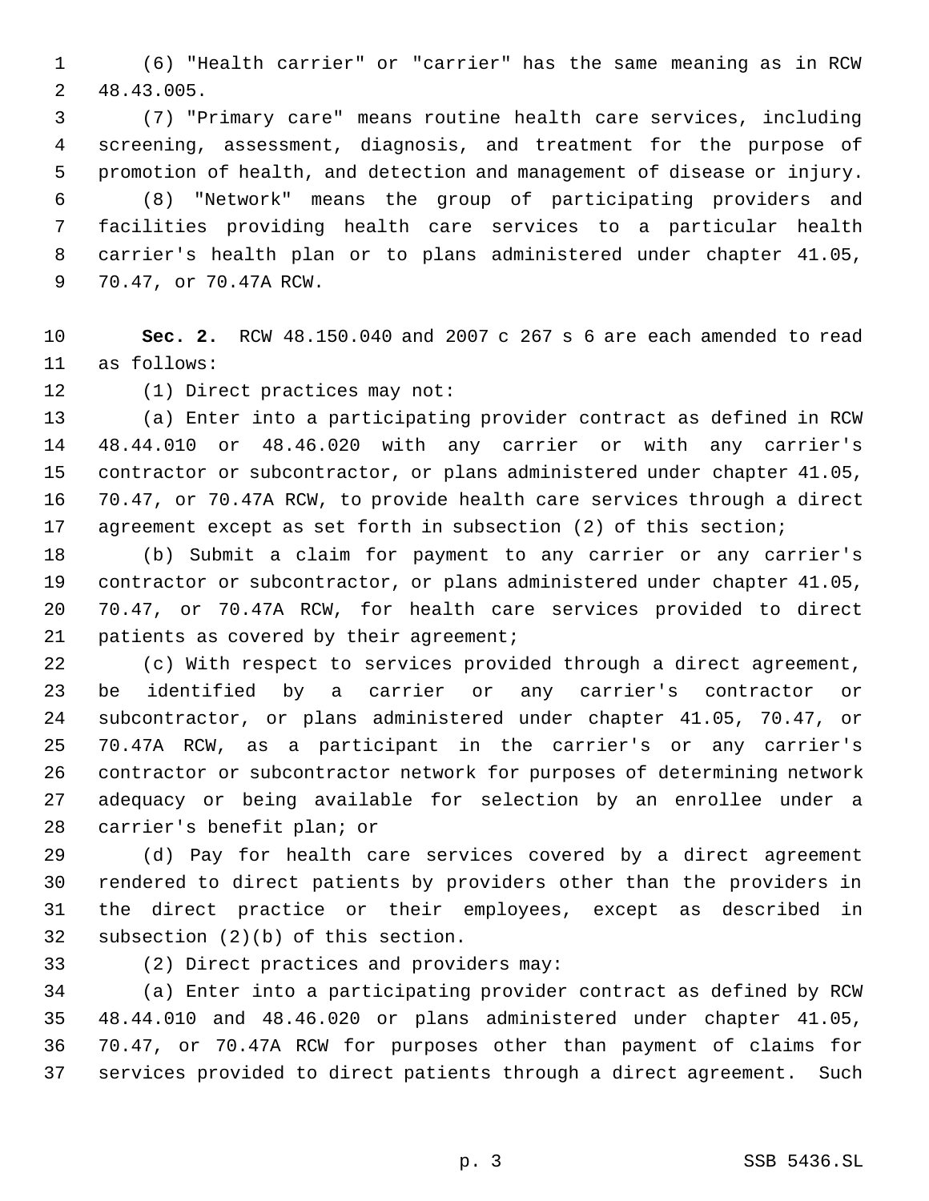(6) "Health carrier" or "carrier" has the same meaning as in RCW 48.43.005.

(7) "Primary care" means routine health care services, including screening, assessment, diagnosis, and treatment for the purpose of promotion of health, and detection and management of disease or injury.

(8) "Network" means the group of participating providers and facilities providing health care services to a particular health carrier's health plan or to plans administered under chapter 41.05, 70.47, or 70.47A RCW.

**Sec. 2.** RCW 48.150.040 and 2007 c 267 s 6 are each amended to read as follows:

(1) Direct practices may not:

(a) Enter into a participating provider contract as defined in RCW 48.44.010 or 48.46.020 with any carrier or with any carrier's contractor or subcontractor, or plans administered under chapter 41.05, 70.47, or 70.47A RCW, to provide health care services through a direct agreement except as set forth in subsection (2) of this section;

(b) Submit a claim for payment to any carrier or any carrier's contractor or subcontractor, or plans administered under chapter 41.05, 70.47, or 70.47A RCW, for health care services provided to direct patients as covered by their agreement;

(c) With respect to services provided through a direct agreement, be identified by a carrier or any carrier's contractor or subcontractor, or plans administered under chapter 41.05, 70.47, or 70.47A RCW, as a participant in the carrier's or any carrier's contractor or subcontractor network for purposes of determining network adequacy or being available for selection by an enrollee under a carrier's benefit plan; or

(d) Pay for health care services covered by a direct agreement rendered to direct patients by providers other than the providers in the direct practice or their employees, except as described in subsection (2)(b) of this section.

(2) Direct practices and providers may:

(a) Enter into a participating provider contract as defined by RCW 48.44.010 and 48.46.020 or plans administered under chapter 41.05, 70.47, or 70.47A RCW for purposes other than payment of claims for services provided to direct patients through a direct agreement. Such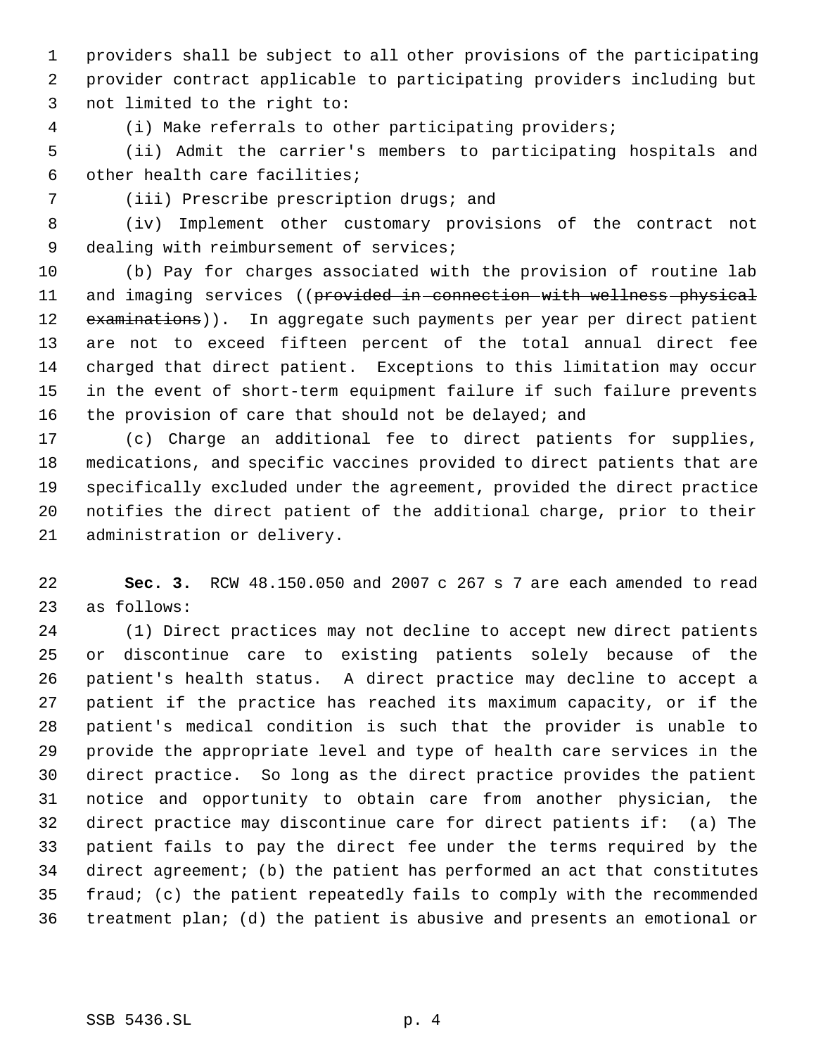providers shall be subject to all other provisions of the participating provider contract applicable to participating providers including but not limited to the right to:

(i) Make referrals to other participating providers;

(ii) Admit the carrier's members to participating hospitals and other health care facilities;

(iii) Prescribe prescription drugs; and

(iv) Implement other customary provisions of the contract not dealing with reimbursement of services;

(b) Pay for charges associated with the provision of routine lab and imaging services ((~~provided in connection with wellness physical examinations~~)). In aggregate such payments per year per direct patient are not to exceed fifteen percent of the total annual direct fee charged that direct patient. Exceptions to this limitation may occur in the event of short-term equipment failure if such failure prevents the provision of care that should not be delayed; and

(c) Charge an additional fee to direct patients for supplies, medications, and specific vaccines provided to direct patients that are specifically excluded under the agreement, provided the direct practice notifies the direct patient of the additional charge, prior to their administration or delivery.

**Sec. 3.** RCW 48.150.050 and 2007 c 267 s 7 are each amended to read as follows:

(1) Direct practices may not decline to accept new direct patients or discontinue care to existing patients solely because of the patient's health status. A direct practice may decline to accept a patient if the practice has reached its maximum capacity, or if the patient's medical condition is such that the provider is unable to provide the appropriate level and type of health care services in the direct practice. So long as the direct practice provides the patient notice and opportunity to obtain care from another physician, the direct practice may discontinue care for direct patients if: (a) The patient fails to pay the direct fee under the terms required by the direct agreement; (b) the patient has performed an act that constitutes fraud; (c) the patient repeatedly fails to comply with the recommended treatment plan; (d) the patient is abusive and presents an emotional or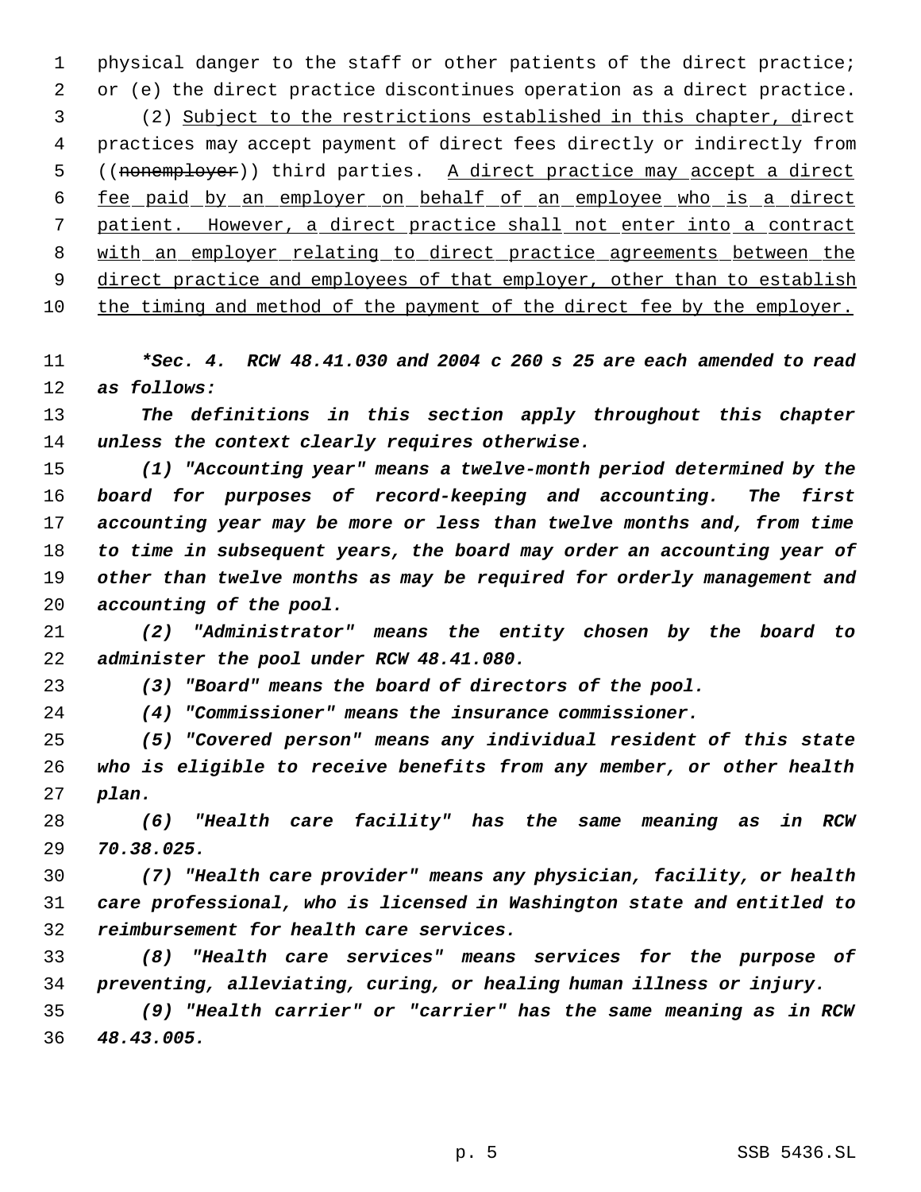physical danger to the staff or other patients of the direct practice; or (e) the direct practice discontinues operation as a direct practice.

(2) <u>Subject to the restrictions established in this chapter, d</u>irect practices may accept payment of direct fees directly or indirectly from ((~~nonemployer~~)) third parties. <u>A direct practice may accept a direct fee paid by an employer on behalf of an employee who is a direct patient. However, a direct practice shall not enter into a contract with an employer relating to direct practice agreements between the direct practice and employees of that employer, other than to establish the timing and method of the payment of the direct fee by the employer.</u>

***Sec. 4. RCW 48.41.030 and 2004 c 260 s 25 are each amended to read as follows:***

*The definitions in this section apply throughout this chapter unless the context clearly requires otherwise.*

*(1) "Accounting year" means a twelve-month period determined by the board for purposes of record-keeping and accounting. The first accounting year may be more or less than twelve months and, from time to time in subsequent years, the board may order an accounting year of other than twelve months as may be required for orderly management and accounting of the pool.*

*(2) "Administrator" means the entity chosen by the board to administer the pool under RCW 48.41.080.*

*(3) "Board" means the board of directors of the pool.*

*(4) "Commissioner" means the insurance commissioner.*

*(5) "Covered person" means any individual resident of this state who is eligible to receive benefits from any member, or other health plan.*

*(6) "Health care facility" has the same meaning as in RCW 70.38.025.*

*(7) "Health care provider" means any physician, facility, or health care professional, who is licensed in Washington state and entitled to reimbursement for health care services.*

*(8) "Health care services" means services for the purpose of preventing, alleviating, curing, or healing human illness or injury.*

*(9) "Health carrier" or "carrier" has the same meaning as in RCW 48.43.005.*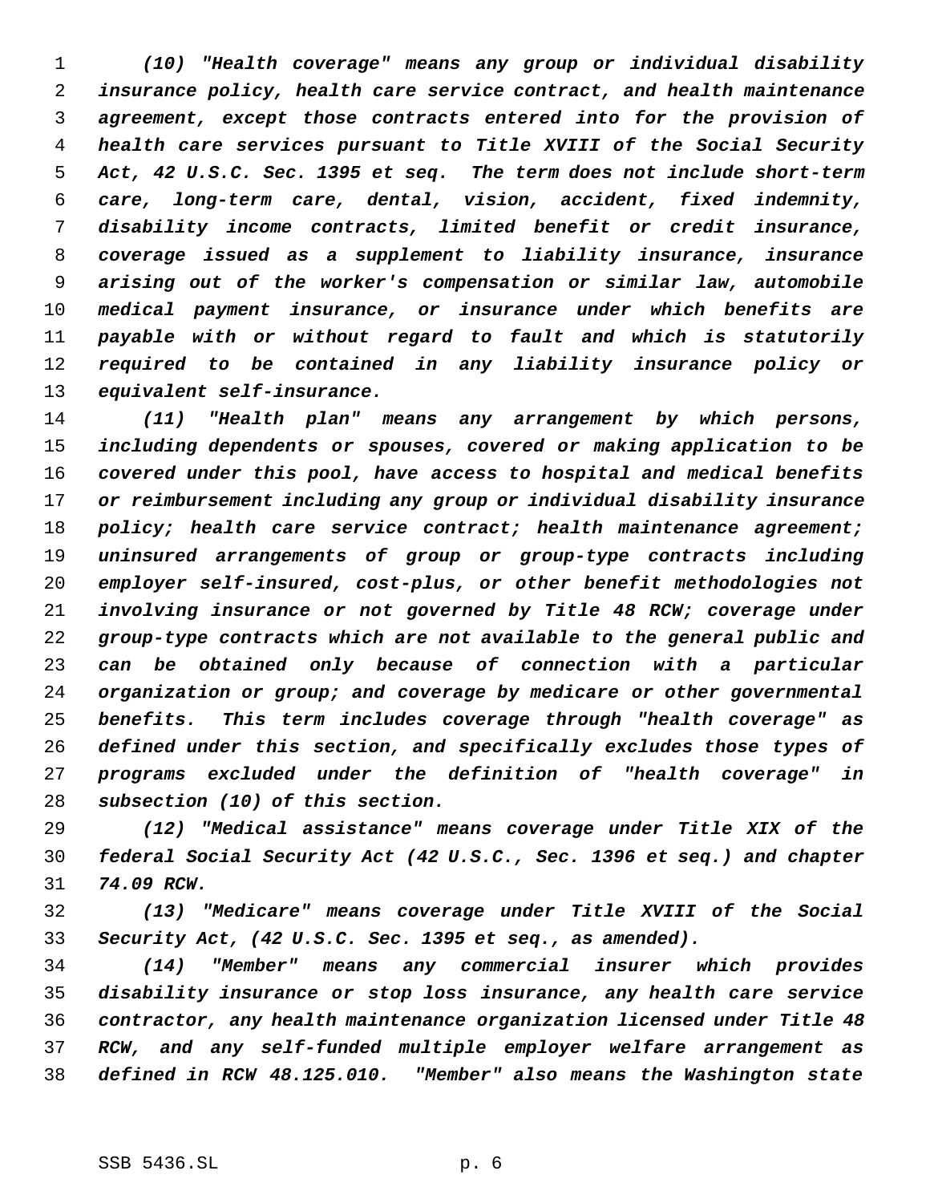*(10) "Health coverage" means any group or individual disability insurance policy, health care service contract, and health maintenance agreement, except those contracts entered into for the provision of health care services pursuant to Title XVIII of the Social Security Act, 42 U.S.C. Sec. 1395 et seq. The term does not include short-term care, long-term care, dental, vision, accident, fixed indemnity, disability income contracts, limited benefit or credit insurance, coverage issued as a supplement to liability insurance, insurance arising out of the worker's compensation or similar law, automobile medical payment insurance, or insurance under which benefits are payable with or without regard to fault and which is statutorily required to be contained in any liability insurance policy or equivalent self-insurance.*

*(11) "Health plan" means any arrangement by which persons, including dependents or spouses, covered or making application to be covered under this pool, have access to hospital and medical benefits or reimbursement including any group or individual disability insurance policy; health care service contract; health maintenance agreement; uninsured arrangements of group or group-type contracts including employer self-insured, cost-plus, or other benefit methodologies not involving insurance or not governed by Title 48 RCW; coverage under group-type contracts which are not available to the general public and can be obtained only because of connection with a particular organization or group; and coverage by medicare or other governmental benefits. This term includes coverage through "health coverage" as defined under this section, and specifically excludes those types of programs excluded under the definition of "health coverage" in subsection (10) of this section.*

*(12) "Medical assistance" means coverage under Title XIX of the federal Social Security Act (42 U.S.C., Sec. 1396 et seq.) and chapter 74.09 RCW.*

*(13) "Medicare" means coverage under Title XVIII of the Social Security Act, (42 U.S.C. Sec. 1395 et seq., as amended).*

*(14) "Member" means any commercial insurer which provides disability insurance or stop loss insurance, any health care service contractor, any health maintenance organization licensed under Title 48 RCW, and any self-funded multiple employer welfare arrangement as defined in RCW 48.125.010. "Member" also means the Washington state*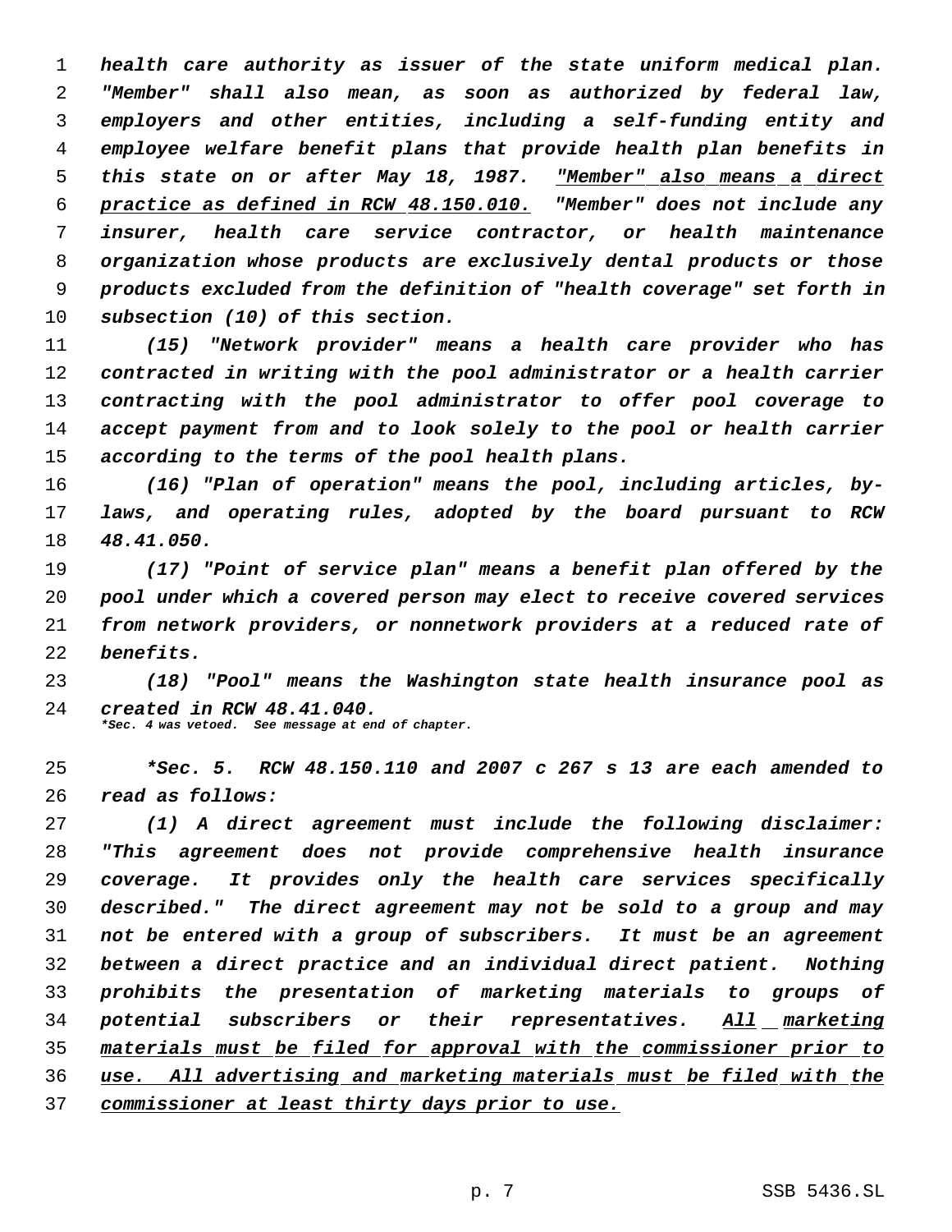*health care authority as issuer of the state uniform medical plan. "Member" shall also mean, as soon as authorized by federal law, employers and other entities, including a self-funding entity and employee welfare benefit plans that provide health plan benefits in this state on or after May 18, 1987.* <u>*"Member" also means a direct practice as defined in RCW 48.150.010.*</u> *"Member" does not include any insurer, health care service contractor, or health maintenance organization whose products are exclusively dental products or those products excluded from the definition of "health coverage" set forth in subsection (10) of this section.*

*(15) "Network provider" means a health care provider who has contracted in writing with the pool administrator or a health carrier contracting with the pool administrator to offer pool coverage to accept payment from and to look solely to the pool or health carrier according to the terms of the pool health plans.*

*(16) "Plan of operation" means the pool, including articles, by-laws, and operating rules, adopted by the board pursuant to RCW 48.41.050.*

*(17) "Point of service plan" means a benefit plan offered by the pool under which a covered person may elect to receive covered services from network providers, or nonnetwork providers at a reduced rate of benefits.*

*(18) "Pool" means the Washington state health insurance pool as created in RCW 48.41.040.*

*\*Sec. 4 was vetoed. See message at end of chapter.*

*\*Sec. 5. RCW 48.150.110 and 2007 c 267 s 13 are each amended to read as follows:*

*(1) A direct agreement must include the following disclaimer: "This agreement does not provide comprehensive health insurance coverage. It provides only the health care services specifically described." The direct agreement may not be sold to a group and may not be entered with a group of subscribers. It must be an agreement between a direct practice and an individual direct patient. Nothing prohibits the presentation of marketing materials to groups of potential subscribers or their representatives.* <u>*All marketing materials must be filed for approval with the commissioner prior to use. All advertising and marketing materials must be filed with the commissioner at least thirty days prior to use.*</u>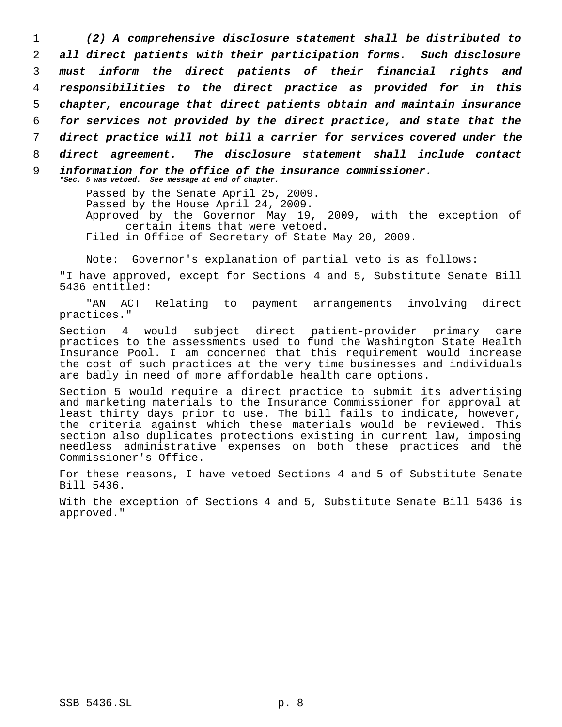***(2) A comprehensive disclosure statement shall be distributed to all direct patients with their participation forms. Such disclosure must inform the direct patients of their financial rights and responsibilities to the direct practice as provided for in this chapter, encourage that direct patients obtain and maintain insurance for services not provided by the direct practice, and state that the direct practice will not bill a carrier for services covered under the direct agreement. The disclosure statement shall include contact information for the office of the insurance commissioner.***

***\*Sec. 5 was vetoed. See message at end of chapter.***

Passed by the Senate April 25, 2009.
Passed by the House April 24, 2009.
Approved by the Governor May 19, 2009, with the exception of certain items that were vetoed.
Filed in Office of Secretary of State May 20, 2009.

Note: Governor's explanation of partial veto is as follows:

"I have approved, except for Sections 4 and 5, Substitute Senate Bill 5436 entitled:

"AN ACT Relating to payment arrangements involving direct practices."

Section 4 would subject direct patient-provider primary care practices to the assessments used to fund the Washington State Health Insurance Pool. I am concerned that this requirement would increase the cost of such practices at the very time businesses and individuals are badly in need of more affordable health care options.

Section 5 would require a direct practice to submit its advertising and marketing materials to the Insurance Commissioner for approval at least thirty days prior to use. The bill fails to indicate, however, the criteria against which these materials would be reviewed. This section also duplicates protections existing in current law, imposing needless administrative expenses on both these practices and the Commissioner's Office.

For these reasons, I have vetoed Sections 4 and 5 of Substitute Senate Bill 5436.

With the exception of Sections 4 and 5, Substitute Senate Bill 5436 is approved."